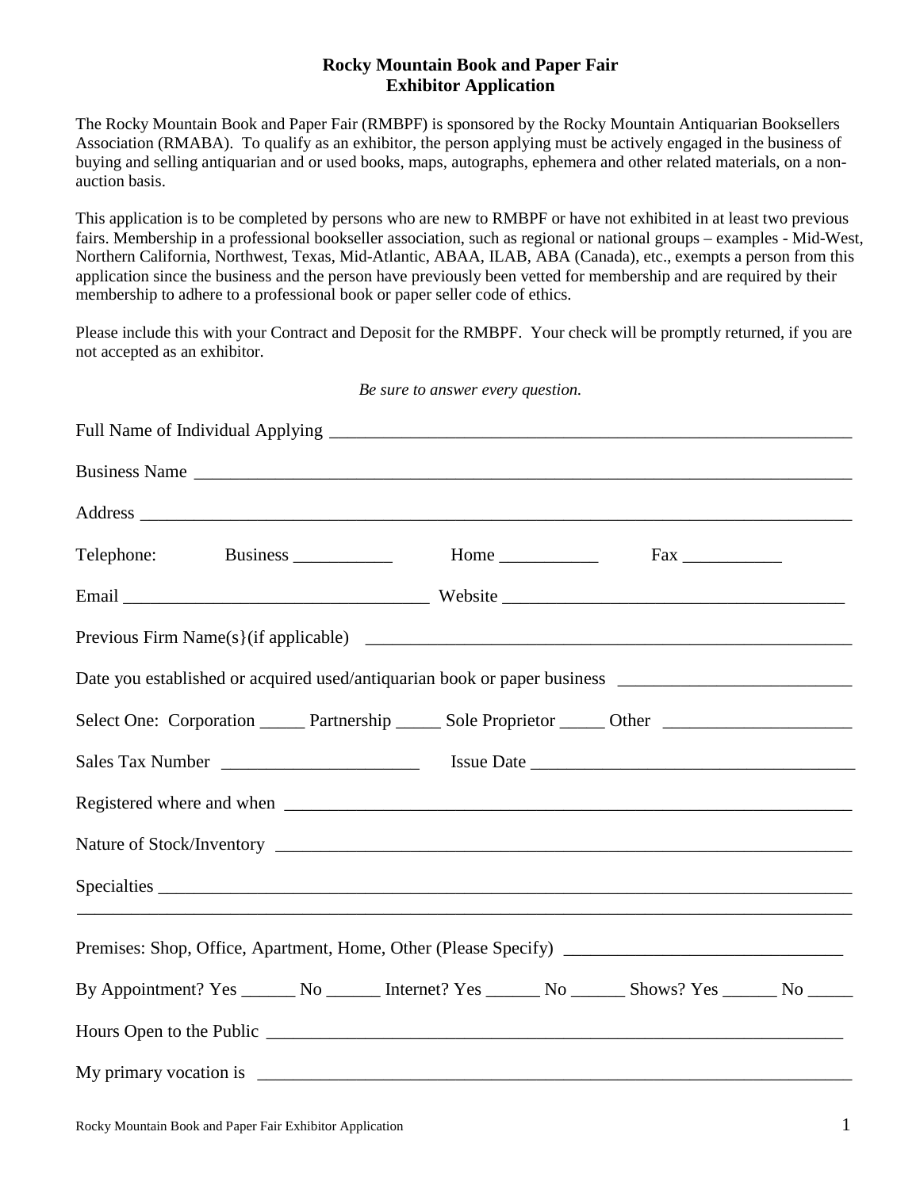# Rocky Mountain Book and Paper Fair
## Exhibitor Application

The Rocky Mountain Book and Paper Fair (RMBPF) is sponsored by the Rocky Mountain Antiquarian Booksellers Association (RMABA). To qualify as an exhibitor, the person applying must be actively engaged in the business of buying and selling antiquarian and or used books, maps, autographs, ephemera and other related materials, on a non-auction basis.

This application is to be completed by persons who are new to RMBPF or have not exhibited in at least two previous fairs. Membership in a professional bookseller association, such as regional or national groups – examples - Mid-West, Northern California, Northwest, Texas, Mid-Atlantic, ABAA, ILAB, ABA (Canada), etc., exempts a person from this application since the business and the person have previously been vetted for membership and are required by their membership to adhere to a professional book or paper seller code of ethics.

Please include this with your Contract and Deposit for the RMBPF. Your check will be promptly returned, if you are not accepted as an exhibitor.

*Be sure to answer every question.*

Full Name of Individual Applying ____________________________________________________________

Business Name ____________________________________________________________________________

Address _________________________________________________________________________________

Telephone: Business ___________ Home ___________ Fax ___________

Email __________________________________ Website _____________________________________

Previous Firm Name(s}(if applicable) _______________________________________________________

Date you established or acquired used/antiquarian book or paper business _________________________

Select One: Corporation _____ Partnership _____ Sole Proprietor _____ Other ____________________

Sales Tax Number _____________________ Issue Date ___________________________________

Registered where and when ________________________________________________________________

Nature of Stock/Inventory __________________________________________________________________

Specialties ________________________________________________________________________________

_______________________________________________________________________________________

Premises: Shop, Office, Apartment, Home, Other (Please Specify) ______________________________

By Appointment? Yes ______ No ______ Internet? Yes ______ No ______ Shows? Yes ______ No _____

Hours Open to the Public _________________________________________________________________

My primary vocation is ____________________________________________________________________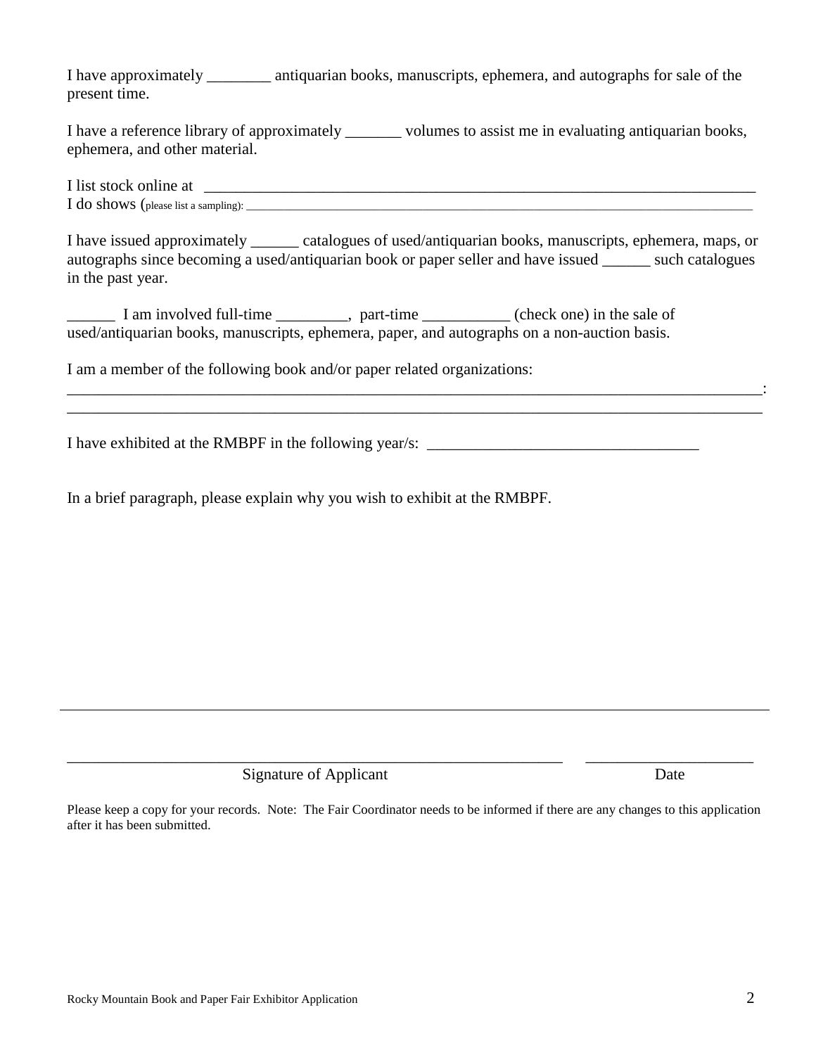I have approximately ________ antiquarian books, manuscripts, ephemera, and autographs for sale of the present time.

I have a reference library of approximately _______ volumes to assist me in evaluating antiquarian books, ephemera, and other material.

I list stock online at ________________________________________________________________________

I do shows (please list a sampling): ________________________________________________________________________

I have issued approximately ______ catalogues of used/antiquarian books, manuscripts, ephemera, maps, or autographs since becoming a used/antiquarian book or paper seller and have issued ______ such catalogues in the past year.

______ I am involved full-time _________, part-time ___________ (check one) in the sale of used/antiquarian books, manuscripts, ephemera, paper, and autographs on a non-auction basis.

I am a member of the following book and/or paper related organizations:

________________________________________________________________________________________:

________________________________________________________________________________________

I have exhibited at the RMBPF in the following year/s: _________________________________

In a brief paragraph, please explain why you wish to exhibit at the RMBPF.

________________________________________________________________________________________

_________________________________________________________________ ____________________

Signature of Applicant Date

Please keep a copy for your records. Note: The Fair Coordinator needs to be informed if there are any changes to this application after it has been submitted.